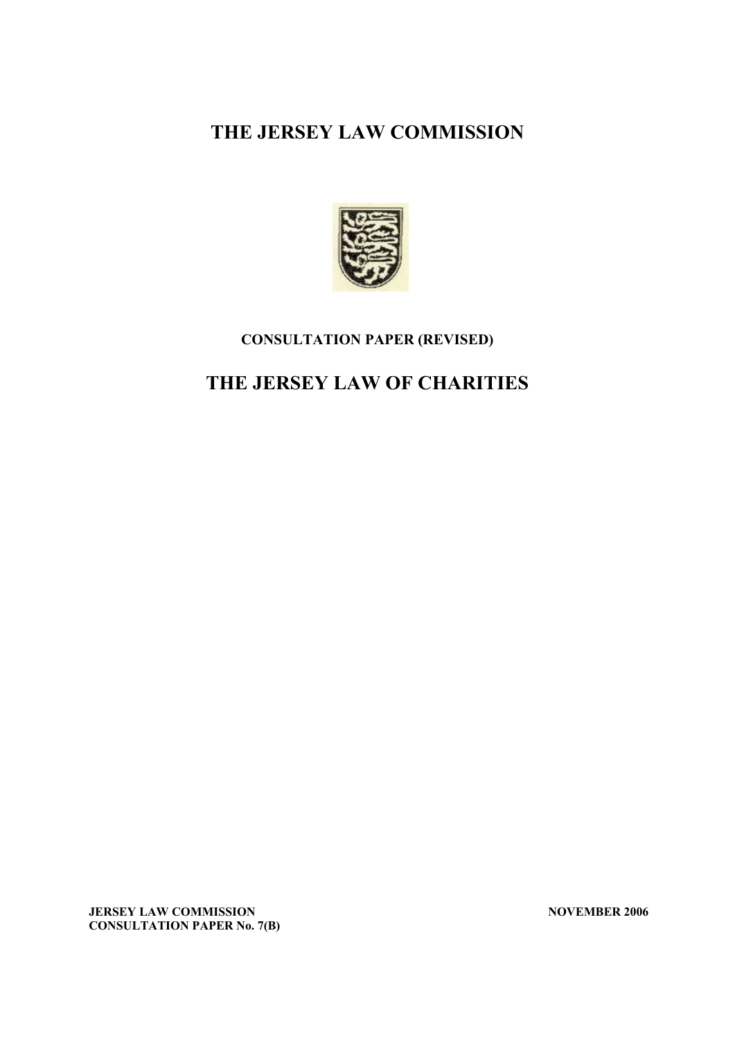# THE JERSEY LAW COMMISSION

**CONSULTATION PAPER (REVISED)**

# THE JERSEY LAW OF CHARITIES

**JERSEY LAW COMMISSION** **NOVEMBER 2006**
**CONSULTATION PAPER No. 7(B)**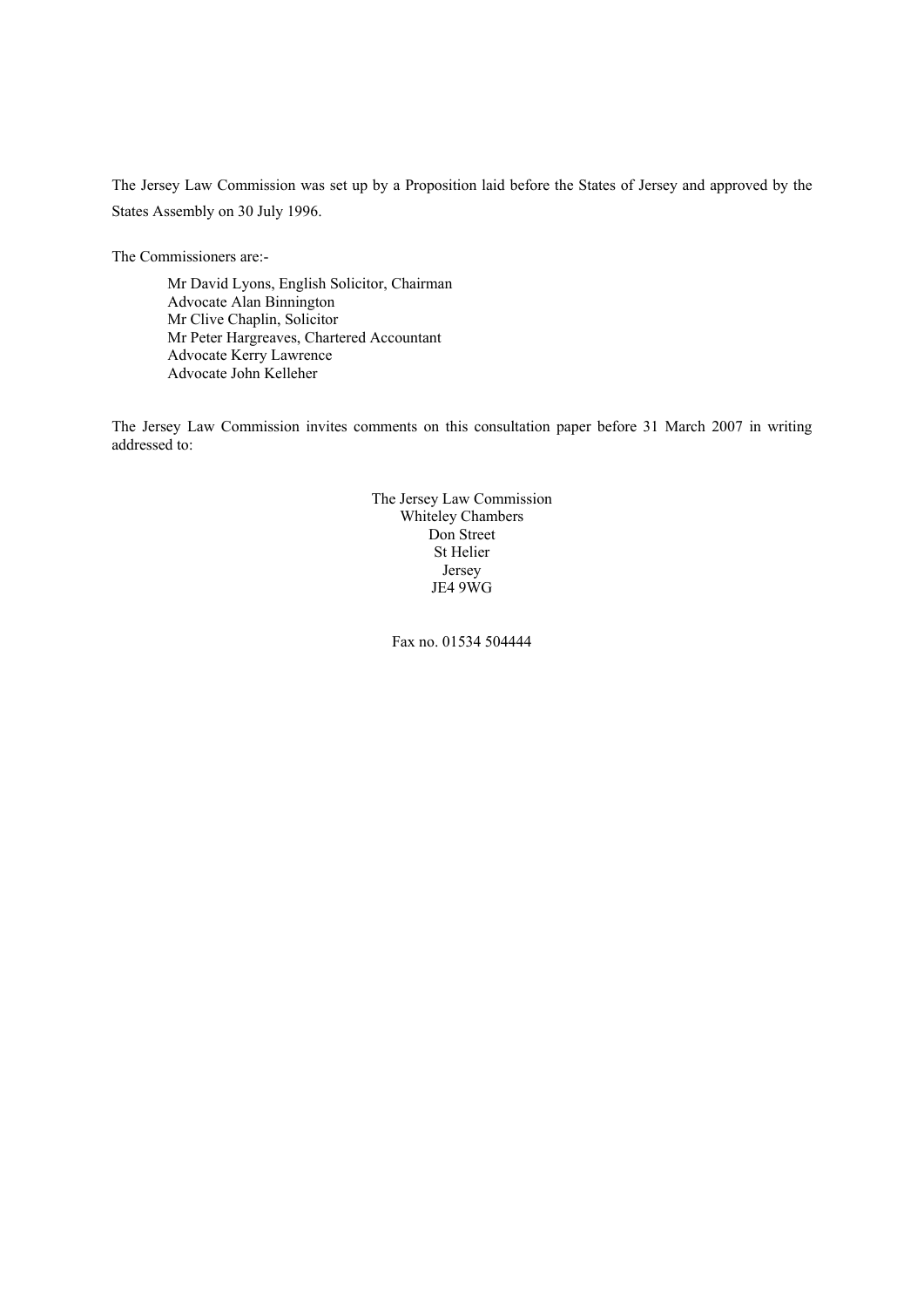The Jersey Law Commission was set up by a Proposition laid before the States of Jersey and approved by the States Assembly on 30 July 1996.

The Commissioners are:-

Mr David Lyons, English Solicitor, Chairman
Advocate Alan Binnington
Mr Clive Chaplin, Solicitor
Mr Peter Hargreaves, Chartered Accountant
Advocate Kerry Lawrence
Advocate John Kelleher

The Jersey Law Commission invites comments on this consultation paper before 31 March 2007 in writing addressed to:

The Jersey Law Commission
Whiteley Chambers
Don Street
St Helier
Jersey
JE4 9WG

Fax no. 01534 504444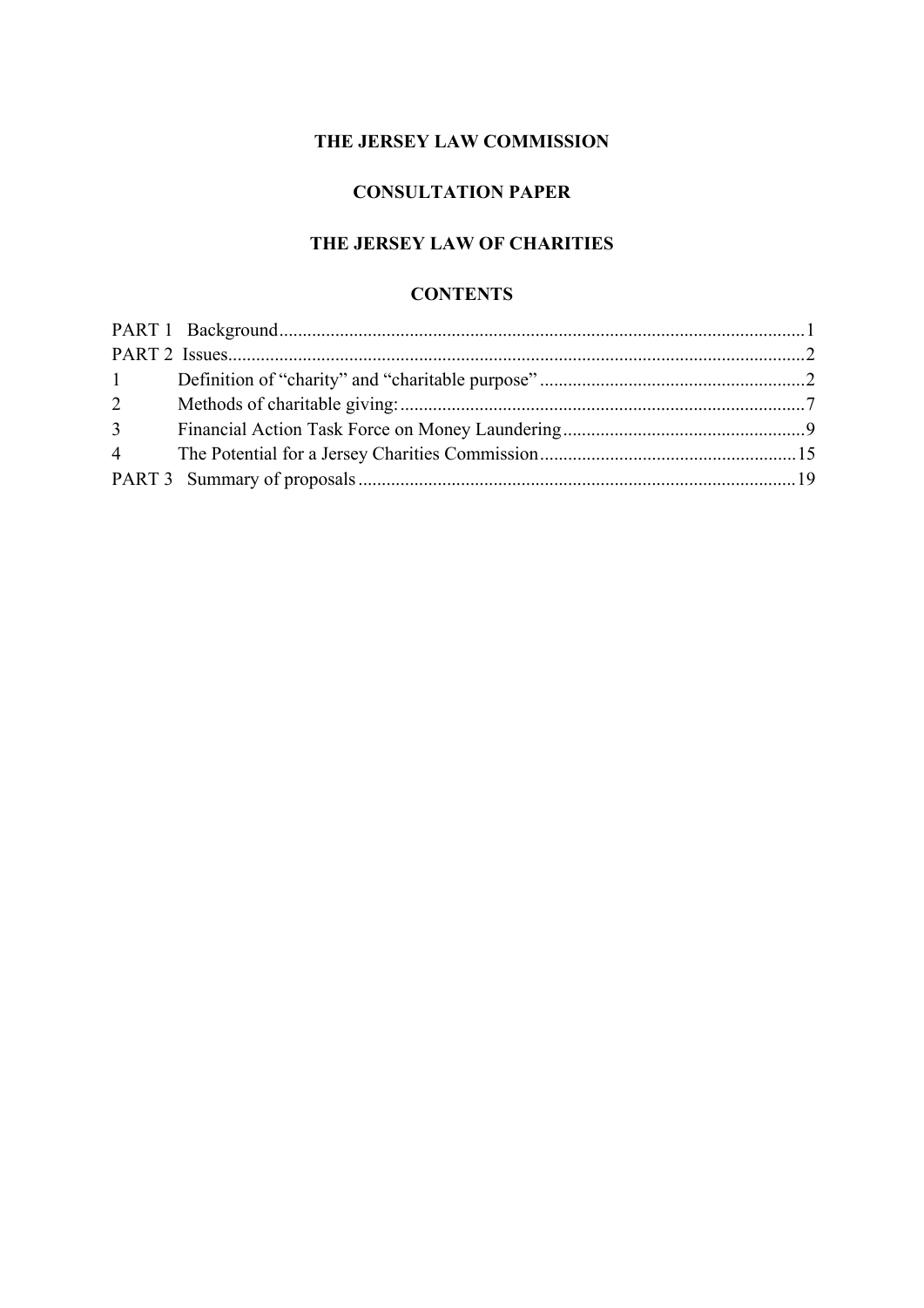**THE JERSEY LAW COMMISSION**

**CONSULTATION PAPER**

**THE JERSEY LAW OF CHARITIES**

**CONTENTS**

PART 1 Background....................................................................................................1

PART 2 Issues.............................................................................................................2

1 Definition of "charity" and "charitable purpose".........................................................2

2 Methods of charitable giving:.......................................................................................7

3 Financial Action Task Force on Money Laundering....................................................9

4 The Potential for a Jersey Charities Commission.......................................................15

PART 3 Summary of proposals..................................................................................19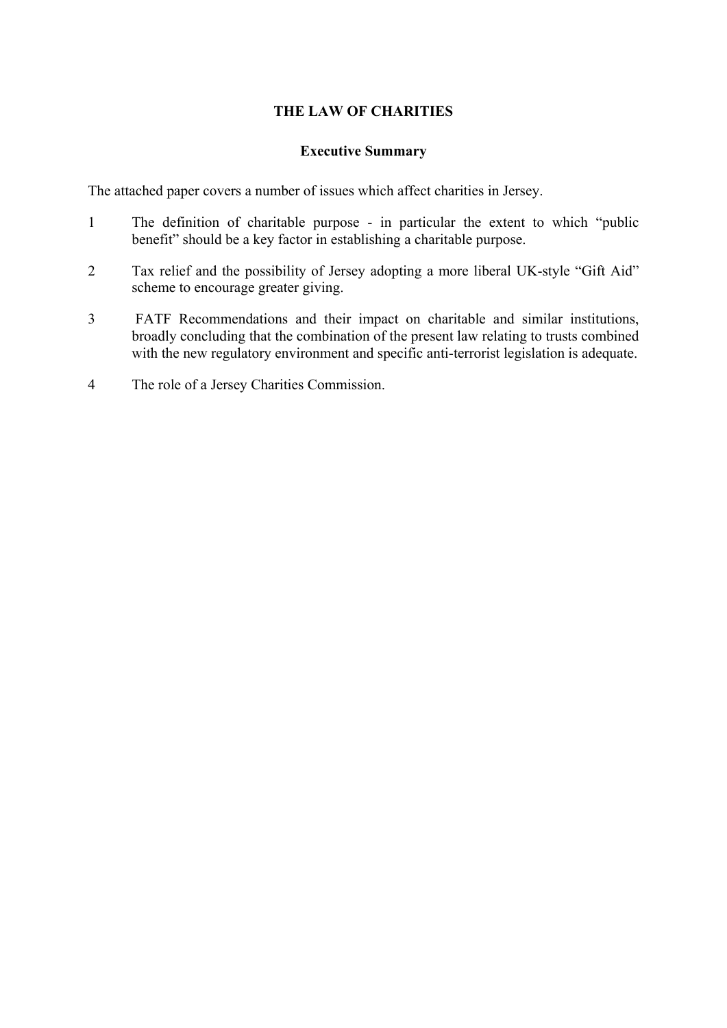# THE LAW OF CHARITIES

## Executive Summary

The attached paper covers a number of issues which affect charities in Jersey.

1. The definition of charitable purpose - in particular the extent to which "public benefit" should be a key factor in establishing a charitable purpose.

2. Tax relief and the possibility of Jersey adopting a more liberal UK-style "Gift Aid" scheme to encourage greater giving.

3. FATF Recommendations and their impact on charitable and similar institutions, broadly concluding that the combination of the present law relating to trusts combined with the new regulatory environment and specific anti-terrorist legislation is adequate.

4. The role of a Jersey Charities Commission.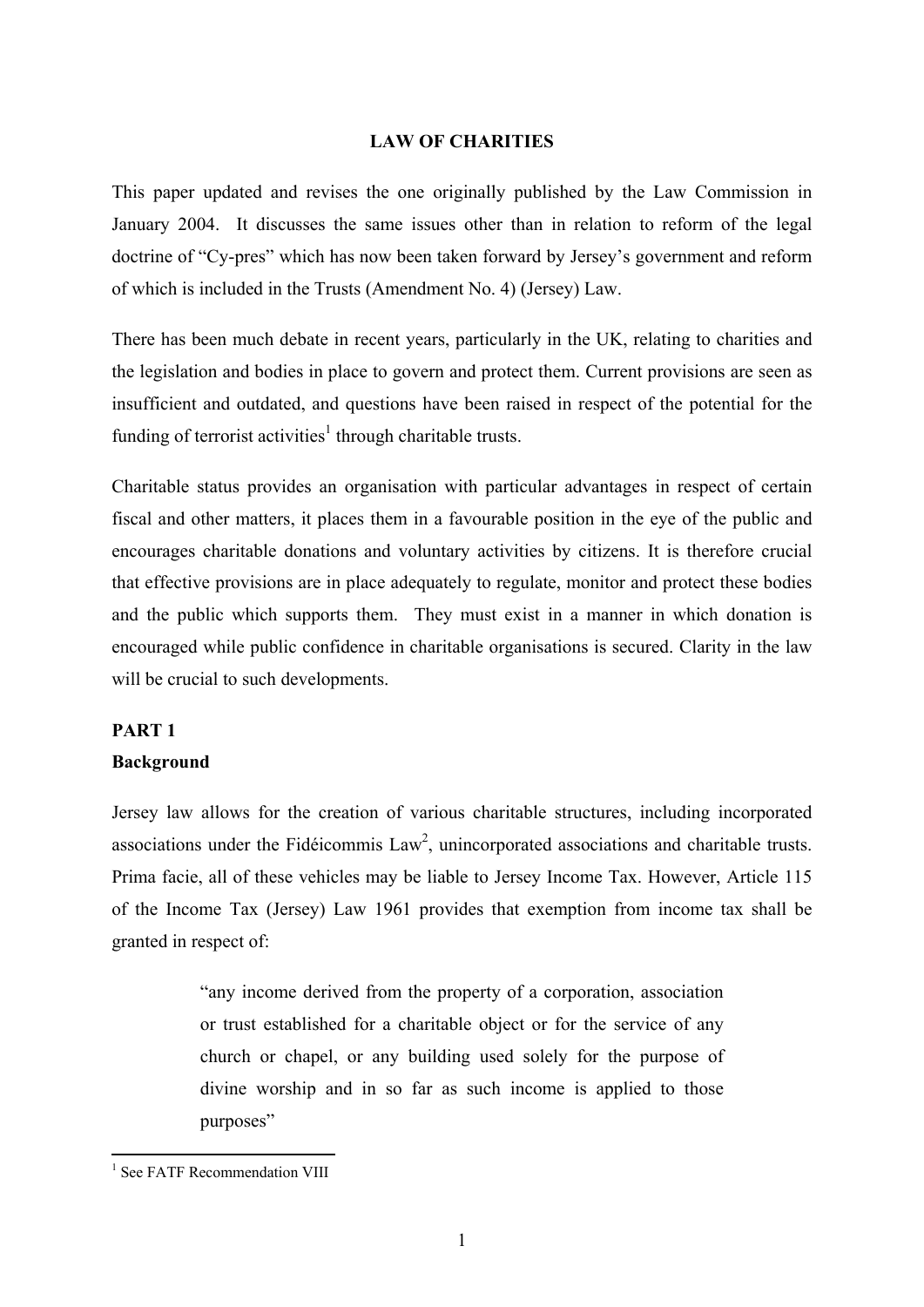# LAW OF CHARITIES

This paper updated and revises the one originally published by the Law Commission in January 2004. It discusses the same issues other than in relation to reform of the legal doctrine of "Cy-pres" which has now been taken forward by Jersey's government and reform of which is included in the Trusts (Amendment No. 4) (Jersey) Law.

There has been much debate in recent years, particularly in the UK, relating to charities and the legislation and bodies in place to govern and protect them. Current provisions are seen as insufficient and outdated, and questions have been raised in respect of the potential for the funding of terrorist activities[1] through charitable trusts.

Charitable status provides an organisation with particular advantages in respect of certain fiscal and other matters, it places them in a favourable position in the eye of the public and encourages charitable donations and voluntary activities by citizens. It is therefore crucial that effective provisions are in place adequately to regulate, monitor and protect these bodies and the public which supports them. They must exist in a manner in which donation is encouraged while public confidence in charitable organisations is secured. Clarity in the law will be crucial to such developments.

## PART 1

### Background

Jersey law allows for the creation of various charitable structures, including incorporated associations under the Fidéicommis Law[2], unincorporated associations and charitable trusts. Prima facie, all of these vehicles may be liable to Jersey Income Tax. However, Article 115 of the Income Tax (Jersey) Law 1961 provides that exemption from income tax shall be granted in respect of:

> "any income derived from the property of a corporation, association or trust established for a charitable object or for the service of any church or chapel, or any building used solely for the purpose of divine worship and in so far as such income is applied to those purposes"

[1] See FATF Recommendation VIII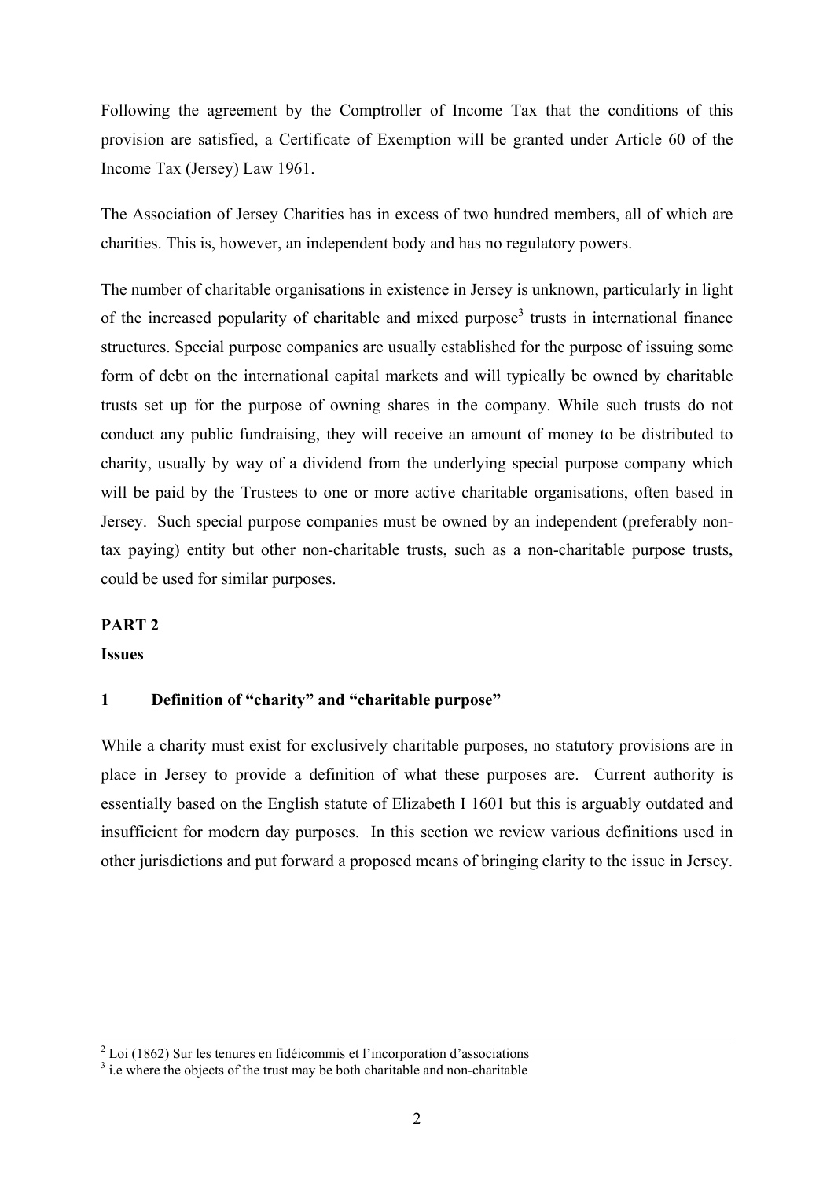Following the agreement by the Comptroller of Income Tax that the conditions of this provision are satisfied, a Certificate of Exemption will be granted under Article 60 of the Income Tax (Jersey) Law 1961.

The Association of Jersey Charities has in excess of two hundred members, all of which are charities. This is, however, an independent body and has no regulatory powers.

The number of charitable organisations in existence in Jersey is unknown, particularly in light of the increased popularity of charitable and mixed purpose[3] trusts in international finance structures. Special purpose companies are usually established for the purpose of issuing some form of debt on the international capital markets and will typically be owned by charitable trusts set up for the purpose of owning shares in the company. While such trusts do not conduct any public fundraising, they will receive an amount of money to be distributed to charity, usually by way of a dividend from the underlying special purpose company which will be paid by the Trustees to one or more active charitable organisations, often based in Jersey. Such special purpose companies must be owned by an independent (preferably non-tax paying) entity but other non-charitable trusts, such as a non-charitable purpose trusts, could be used for similar purposes.

## PART 2

### Issues

### 1 Definition of "charity" and "charitable purpose"

While a charity must exist for exclusively charitable purposes, no statutory provisions are in place in Jersey to provide a definition of what these purposes are. Current authority is essentially based on the English statute of Elizabeth I 1601 but this is arguably outdated and insufficient for modern day purposes. In this section we review various definitions used in other jurisdictions and put forward a proposed means of bringing clarity to the issue in Jersey.

---

[2] Loi (1862) Sur les tenures en fidéicommis et l'incorporation d'associations

[3] i.e where the objects of the trust may be both charitable and non-charitable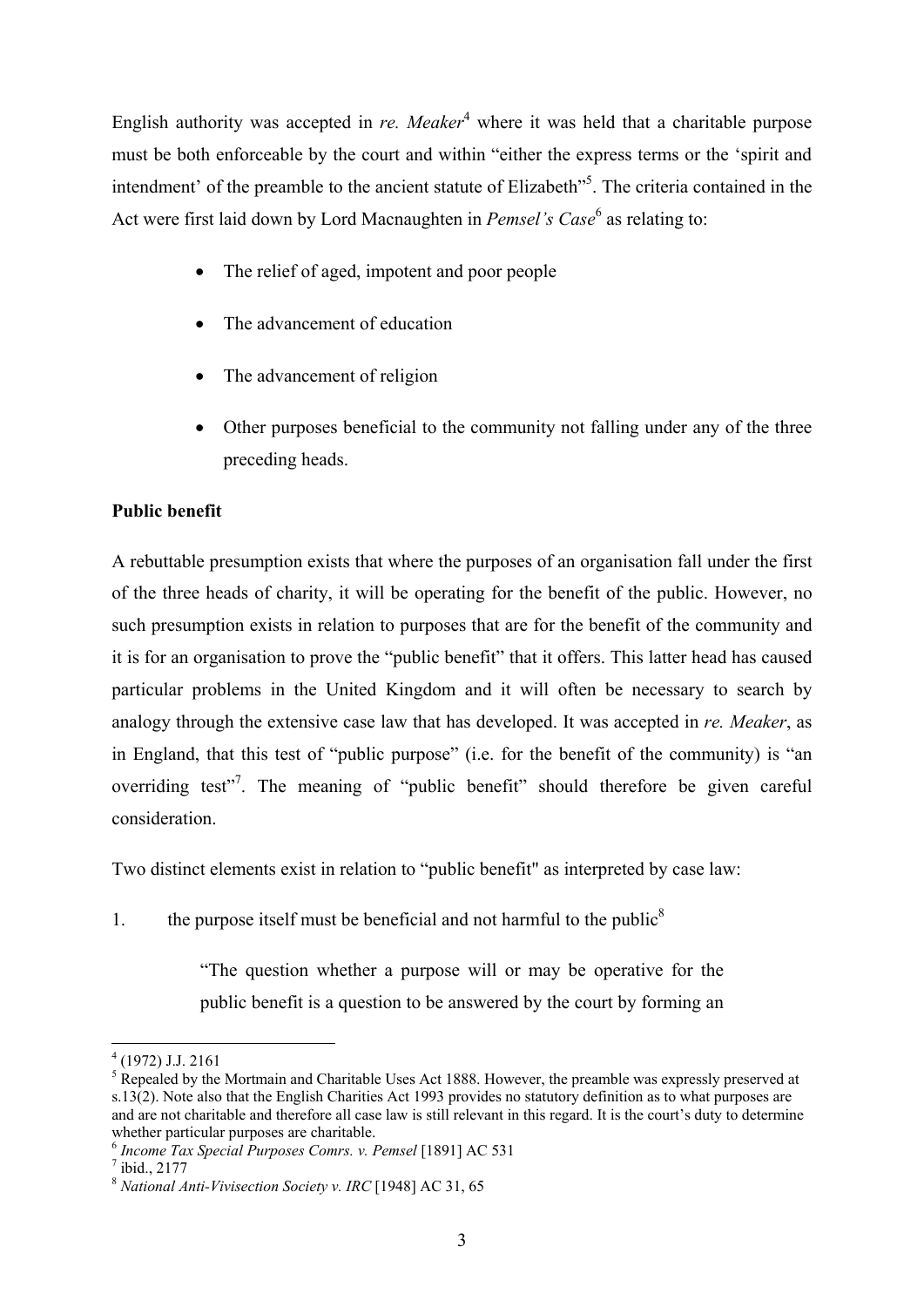English authority was accepted in *re. Meaker*[4] where it was held that a charitable purpose must be both enforceable by the court and within "either the express terms or the 'spirit and intendment' of the preamble to the ancient statute of Elizabeth"[5]. The criteria contained in the Act were first laid down by Lord Macnaughten in *Pemsel's Case*[6] as relating to:

- The relief of aged, impotent and poor people
- The advancement of education
- The advancement of religion
- Other purposes beneficial to the community not falling under any of the three preceding heads.

**Public benefit**

A rebuttable presumption exists that where the purposes of an organisation fall under the first of the three heads of charity, it will be operating for the benefit of the public. However, no such presumption exists in relation to purposes that are for the benefit of the community and it is for an organisation to prove the "public benefit" that it offers. This latter head has caused particular problems in the United Kingdom and it will often be necessary to search by analogy through the extensive case law that has developed. It was accepted in *re. Meaker*, as in England, that this test of "public purpose" (i.e. for the benefit of the community) is "an overriding test"[7]. The meaning of "public benefit" should therefore be given careful consideration.

Two distinct elements exist in relation to "public benefit" as interpreted by case law:

1. the purpose itself must be beneficial and not harmful to the public[8]

> "The question whether a purpose will or may be operative for the public benefit is a question to be answered by the court by forming an

---

[4] (1972) J.J. 2161

[5] Repealed by the Mortmain and Charitable Uses Act 1888. However, the preamble was expressly preserved at s.13(2). Note also that the English Charities Act 1993 provides no statutory definition as to what purposes are and are not charitable and therefore all case law is still relevant in this regard. It is the court's duty to determine whether particular purposes are charitable.

[6] *Income Tax Special Purposes Comrs. v. Pemsel* [1891] AC 531

[7] ibid., 2177

[8] *National Anti-Vivisection Society v. IRC* [1948] AC 31, 65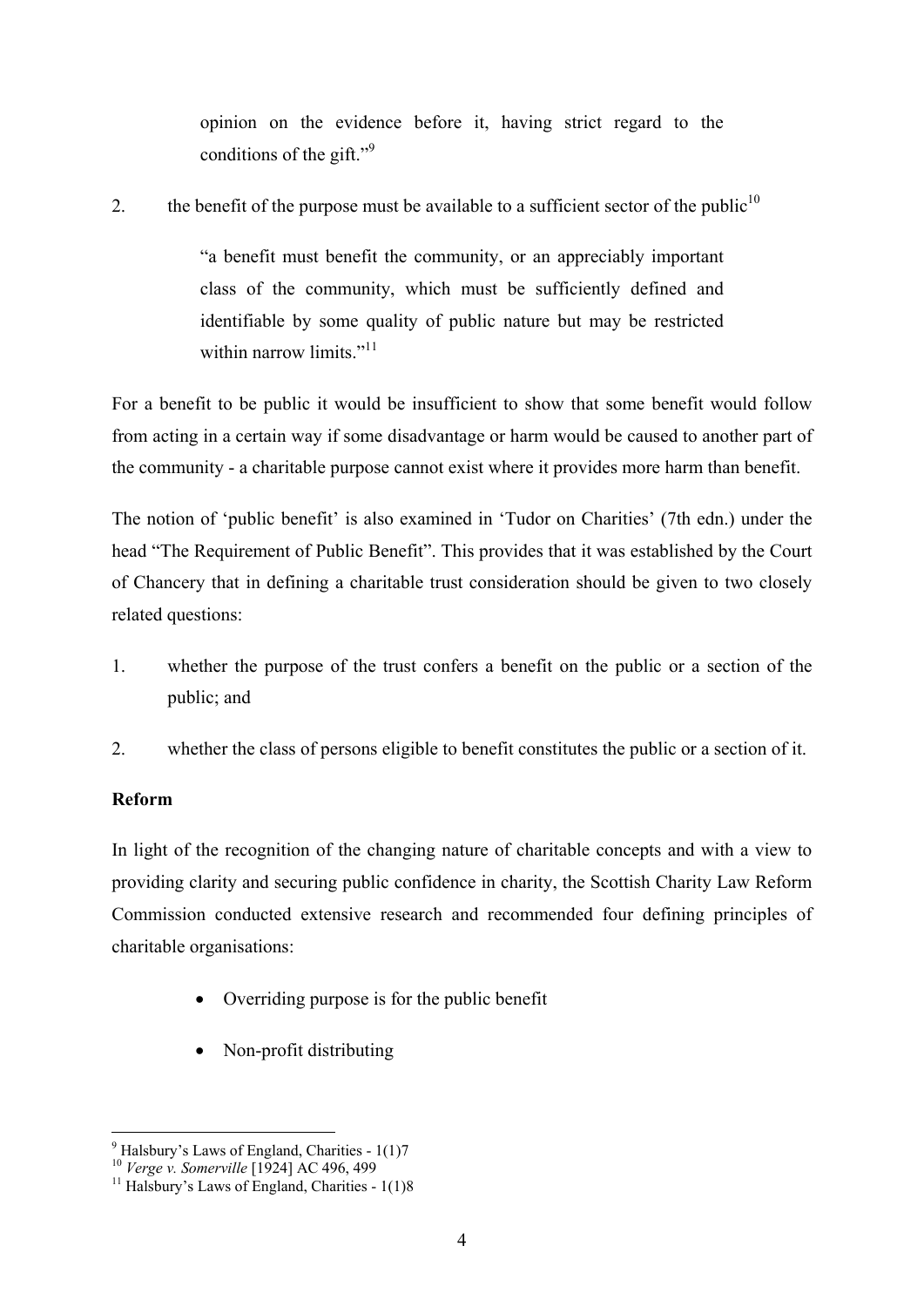opinion on the evidence before it, having strict regard to the conditions of the gift."[9]

2. the benefit of the purpose must be available to a sufficient sector of the public[10]

> "a benefit must benefit the community, or an appreciably important class of the community, which must be sufficiently defined and identifiable by some quality of public nature but may be restricted within narrow limits."[11]

For a benefit to be public it would be insufficient to show that some benefit would follow from acting in a certain way if some disadvantage or harm would be caused to another part of the community - a charitable purpose cannot exist where it provides more harm than benefit.

The notion of 'public benefit' is also examined in 'Tudor on Charities' (7th edn.) under the head "The Requirement of Public Benefit". This provides that it was established by the Court of Chancery that in defining a charitable trust consideration should be given to two closely related questions:

1. whether the purpose of the trust confers a benefit on the public or a section of the public; and

2. whether the class of persons eligible to benefit constitutes the public or a section of it.

**Reform**

In light of the recognition of the changing nature of charitable concepts and with a view to providing clarity and securing public confidence in charity, the Scottish Charity Law Reform Commission conducted extensive research and recommended four defining principles of charitable organisations:

- Overriding purpose is for the public benefit
- Non-profit distributing

---

[9] Halsbury's Laws of England, Charities - 1(1)7

[10] *Verge v. Somerville* [1924] AC 496, 499

[11] Halsbury's Laws of England, Charities - 1(1)8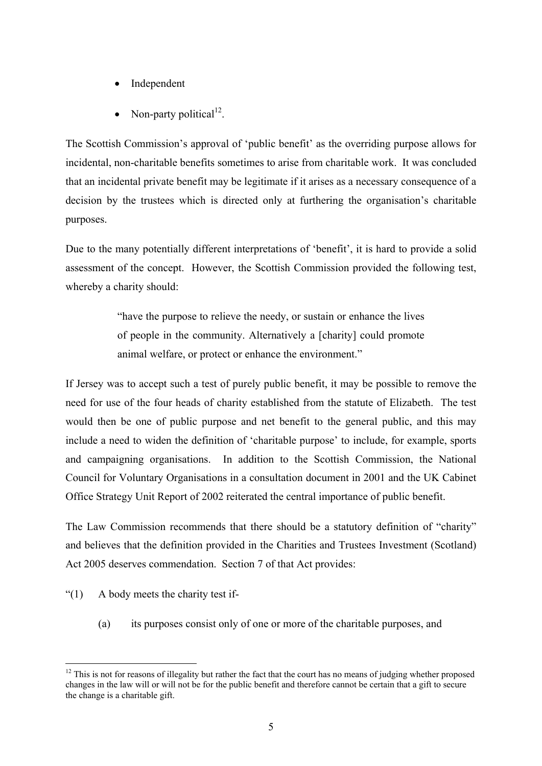- Independent
- Non-party political[12].

The Scottish Commission's approval of 'public benefit' as the overriding purpose allows for incidental, non-charitable benefits sometimes to arise from charitable work. It was concluded that an incidental private benefit may be legitimate if it arises as a necessary consequence of a decision by the trustees which is directed only at furthering the organisation's charitable purposes.

Due to the many potentially different interpretations of 'benefit', it is hard to provide a solid assessment of the concept. However, the Scottish Commission provided the following test, whereby a charity should:

> "have the purpose to relieve the needy, or sustain or enhance the lives of people in the community. Alternatively a [charity] could promote animal welfare, or protect or enhance the environment."

If Jersey was to accept such a test of purely public benefit, it may be possible to remove the need for use of the four heads of charity established from the statute of Elizabeth. The test would then be one of public purpose and net benefit to the general public, and this may include a need to widen the definition of 'charitable purpose' to include, for example, sports and campaigning organisations. In addition to the Scottish Commission, the National Council for Voluntary Organisations in a consultation document in 2001 and the UK Cabinet Office Strategy Unit Report of 2002 reiterated the central importance of public benefit.

The Law Commission recommends that there should be a statutory definition of "charity" and believes that the definition provided in the Charities and Trustees Investment (Scotland) Act 2005 deserves commendation. Section 7 of that Act provides:

"(1) A body meets the charity test if-

(a) its purposes consist only of one or more of the charitable purposes, and

---

[12] This is not for reasons of illegality but rather the fact that the court has no means of judging whether proposed changes in the law will or will not be for the public benefit and therefore cannot be certain that a gift to secure the change is a charitable gift.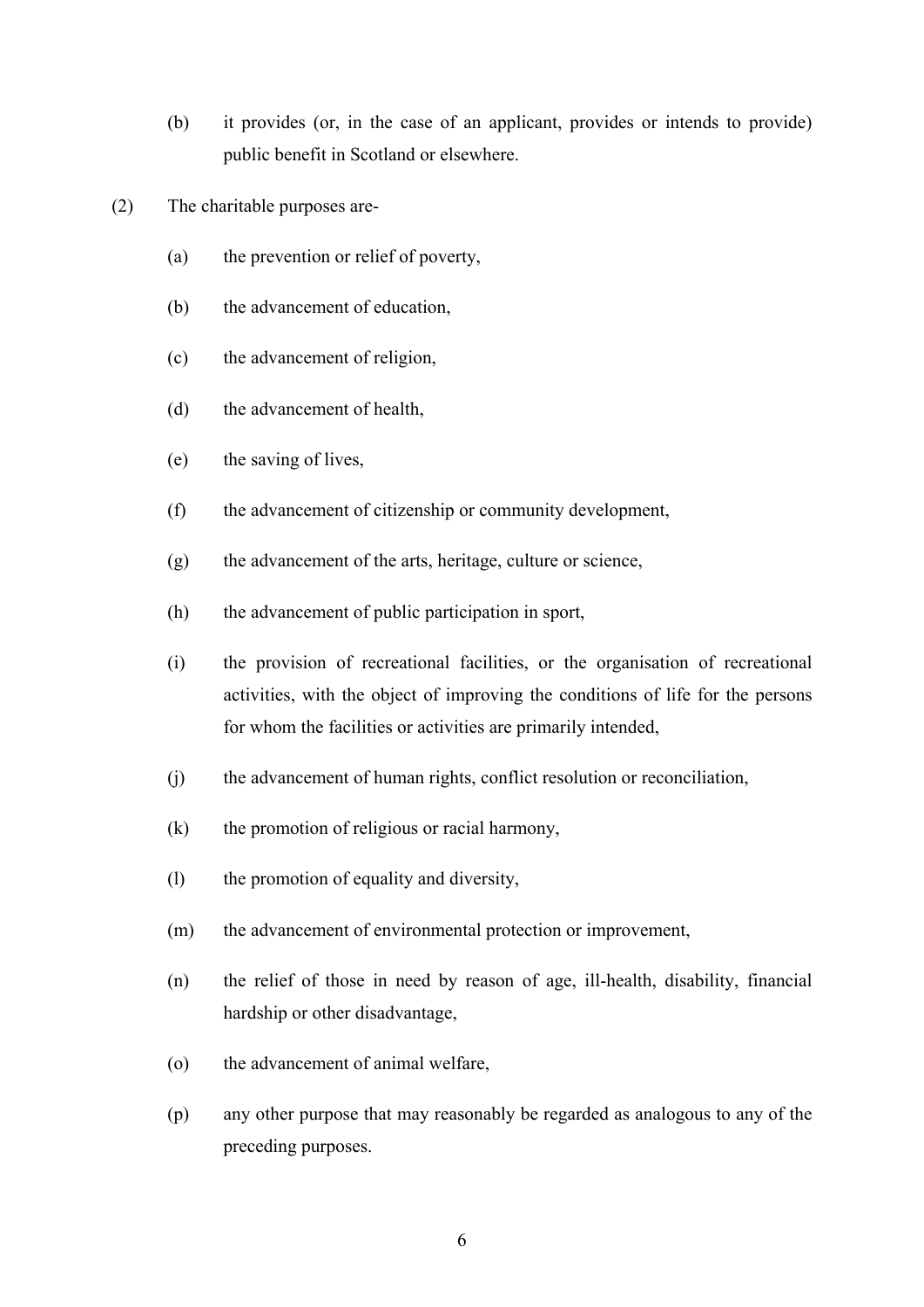(b) it provides (or, in the case of an applicant, provides or intends to provide) public benefit in Scotland or elsewhere.

(2) The charitable purposes are-

(a) the prevention or relief of poverty,

(b) the advancement of education,

(c) the advancement of religion,

(d) the advancement of health,

(e) the saving of lives,

(f) the advancement of citizenship or community development,

(g) the advancement of the arts, heritage, culture or science,

(h) the advancement of public participation in sport,

(i) the provision of recreational facilities, or the organisation of recreational activities, with the object of improving the conditions of life for the persons for whom the facilities or activities are primarily intended,

(j) the advancement of human rights, conflict resolution or reconciliation,

(k) the promotion of religious or racial harmony,

(l) the promotion of equality and diversity,

(m) the advancement of environmental protection or improvement,

(n) the relief of those in need by reason of age, ill-health, disability, financial hardship or other disadvantage,

(o) the advancement of animal welfare,

(p) any other purpose that may reasonably be regarded as analogous to any of the preceding purposes.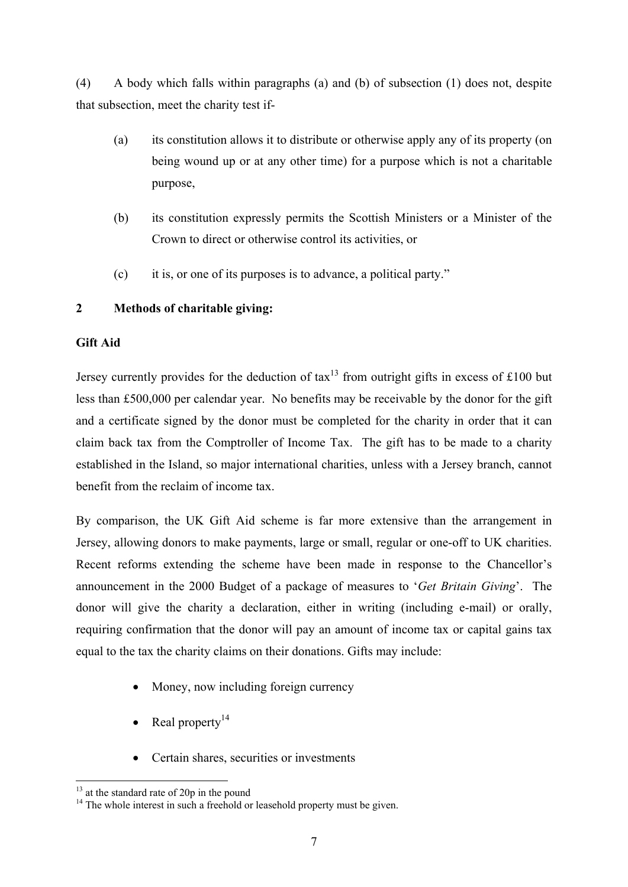(4) A body which falls within paragraphs (a) and (b) of subsection (1) does not, despite that subsection, meet the charity test if-

(a) its constitution allows it to distribute or otherwise apply any of its property (on being wound up or at any other time) for a purpose which is not a charitable purpose,

(b) its constitution expressly permits the Scottish Ministers or a Minister of the Crown to direct or otherwise control its activities, or

(c) it is, or one of its purposes is to advance, a political party."

## 2 Methods of charitable giving:

### Gift Aid

Jersey currently provides for the deduction of tax[13] from outright gifts in excess of £100 but less than £500,000 per calendar year. No benefits may be receivable by the donor for the gift and a certificate signed by the donor must be completed for the charity in order that it can claim back tax from the Comptroller of Income Tax. The gift has to be made to a charity established in the Island, so major international charities, unless with a Jersey branch, cannot benefit from the reclaim of income tax.

By comparison, the UK Gift Aid scheme is far more extensive than the arrangement in Jersey, allowing donors to make payments, large or small, regular or one-off to UK charities. Recent reforms extending the scheme have been made in response to the Chancellor's announcement in the 2000 Budget of a package of measures to '*Get Britain Giving*'. The donor will give the charity a declaration, either in writing (including e-mail) or orally, requiring confirmation that the donor will pay an amount of income tax or capital gains tax equal to the tax the charity claims on their donations. Gifts may include:

- Money, now including foreign currency
- Real property[14]
- Certain shares, securities or investments

[13] at the standard rate of 20p in the pound

[14] The whole interest in such a freehold or leasehold property must be given.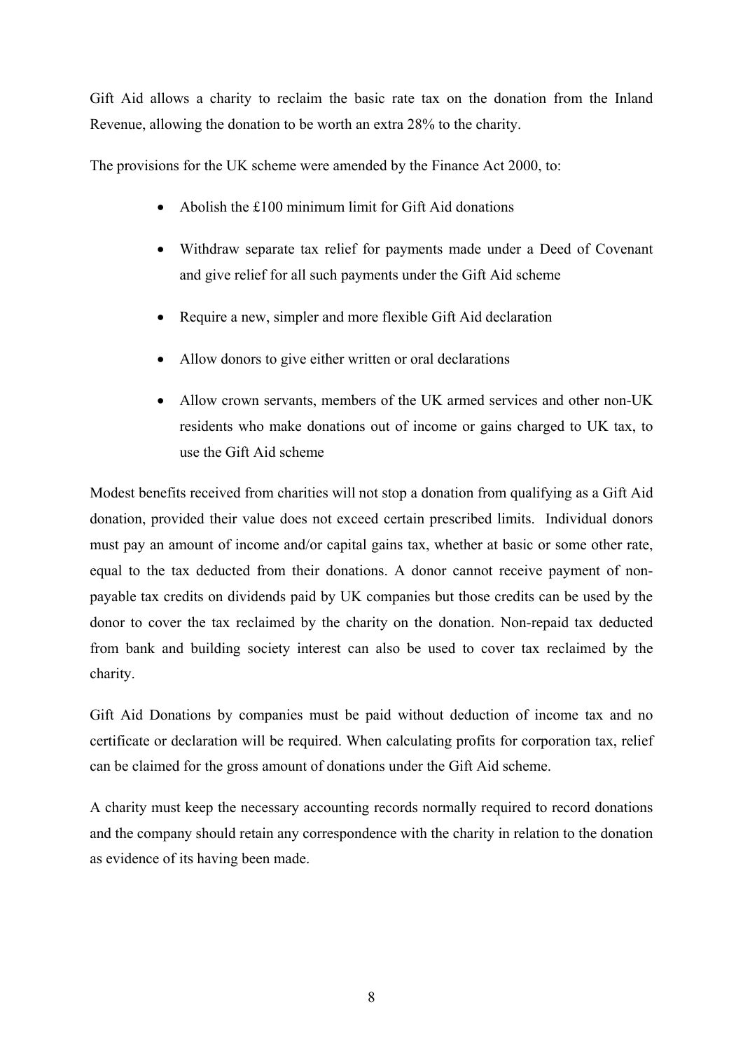Gift Aid allows a charity to reclaim the basic rate tax on the donation from the Inland Revenue, allowing the donation to be worth an extra 28% to the charity.

The provisions for the UK scheme were amended by the Finance Act 2000, to:

- Abolish the £100 minimum limit for Gift Aid donations
- Withdraw separate tax relief for payments made under a Deed of Covenant and give relief for all such payments under the Gift Aid scheme
- Require a new, simpler and more flexible Gift Aid declaration
- Allow donors to give either written or oral declarations
- Allow crown servants, members of the UK armed services and other non-UK residents who make donations out of income or gains charged to UK tax, to use the Gift Aid scheme

Modest benefits received from charities will not stop a donation from qualifying as a Gift Aid donation, provided their value does not exceed certain prescribed limits. Individual donors must pay an amount of income and/or capital gains tax, whether at basic or some other rate, equal to the tax deducted from their donations. A donor cannot receive payment of non-payable tax credits on dividends paid by UK companies but those credits can be used by the donor to cover the tax reclaimed by the charity on the donation. Non-repaid tax deducted from bank and building society interest can also be used to cover tax reclaimed by the charity.

Gift Aid Donations by companies must be paid without deduction of income tax and no certificate or declaration will be required. When calculating profits for corporation tax, relief can be claimed for the gross amount of donations under the Gift Aid scheme.

A charity must keep the necessary accounting records normally required to record donations and the company should retain any correspondence with the charity in relation to the donation as evidence of its having been made.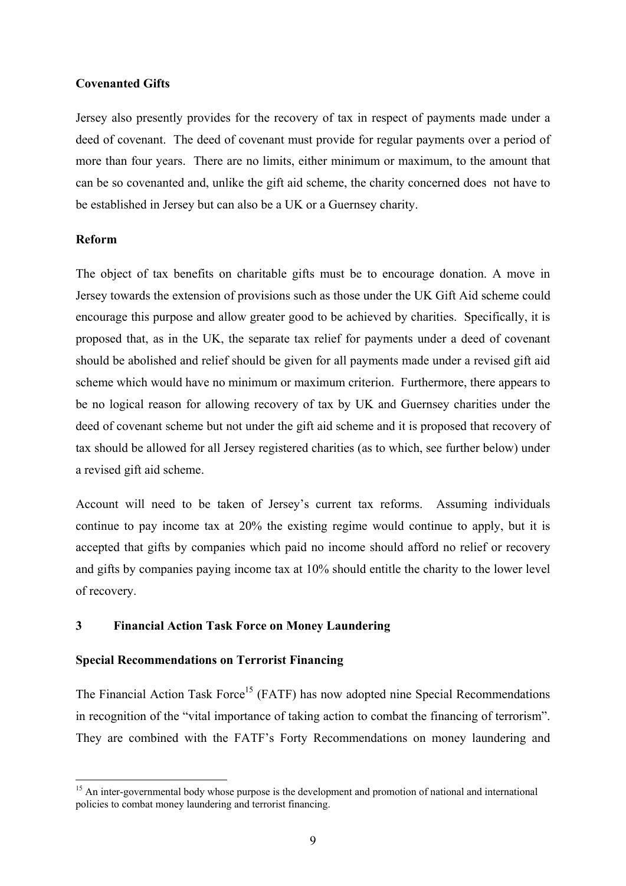**Covenanted Gifts**

Jersey also presently provides for the recovery of tax in respect of payments made under a deed of covenant. The deed of covenant must provide for regular payments over a period of more than four years. There are no limits, either minimum or maximum, to the amount that can be so covenanted and, unlike the gift aid scheme, the charity concerned does not have to be established in Jersey but can also be a UK or a Guernsey charity.

**Reform**

The object of tax benefits on charitable gifts must be to encourage donation. A move in Jersey towards the extension of provisions such as those under the UK Gift Aid scheme could encourage this purpose and allow greater good to be achieved by charities. Specifically, it is proposed that, as in the UK, the separate tax relief for payments under a deed of covenant should be abolished and relief should be given for all payments made under a revised gift aid scheme which would have no minimum or maximum criterion. Furthermore, there appears to be no logical reason for allowing recovery of tax by UK and Guernsey charities under the deed of covenant scheme but not under the gift aid scheme and it is proposed that recovery of tax should be allowed for all Jersey registered charities (as to which, see further below) under a revised gift aid scheme.

Account will need to be taken of Jersey's current tax reforms. Assuming individuals continue to pay income tax at 20% the existing regime would continue to apply, but it is accepted that gifts by companies which paid no income should afford no relief or recovery and gifts by companies paying income tax at 10% should entitle the charity to the lower level of recovery.

## 3 Financial Action Task Force on Money Laundering

**Special Recommendations on Terrorist Financing**

The Financial Action Task Force[15] (FATF) has now adopted nine Special Recommendations in recognition of the "vital importance of taking action to combat the financing of terrorism". They are combined with the FATF's Forty Recommendations on money laundering and

[15] An inter-governmental body whose purpose is the development and promotion of national and international policies to combat money laundering and terrorist financing.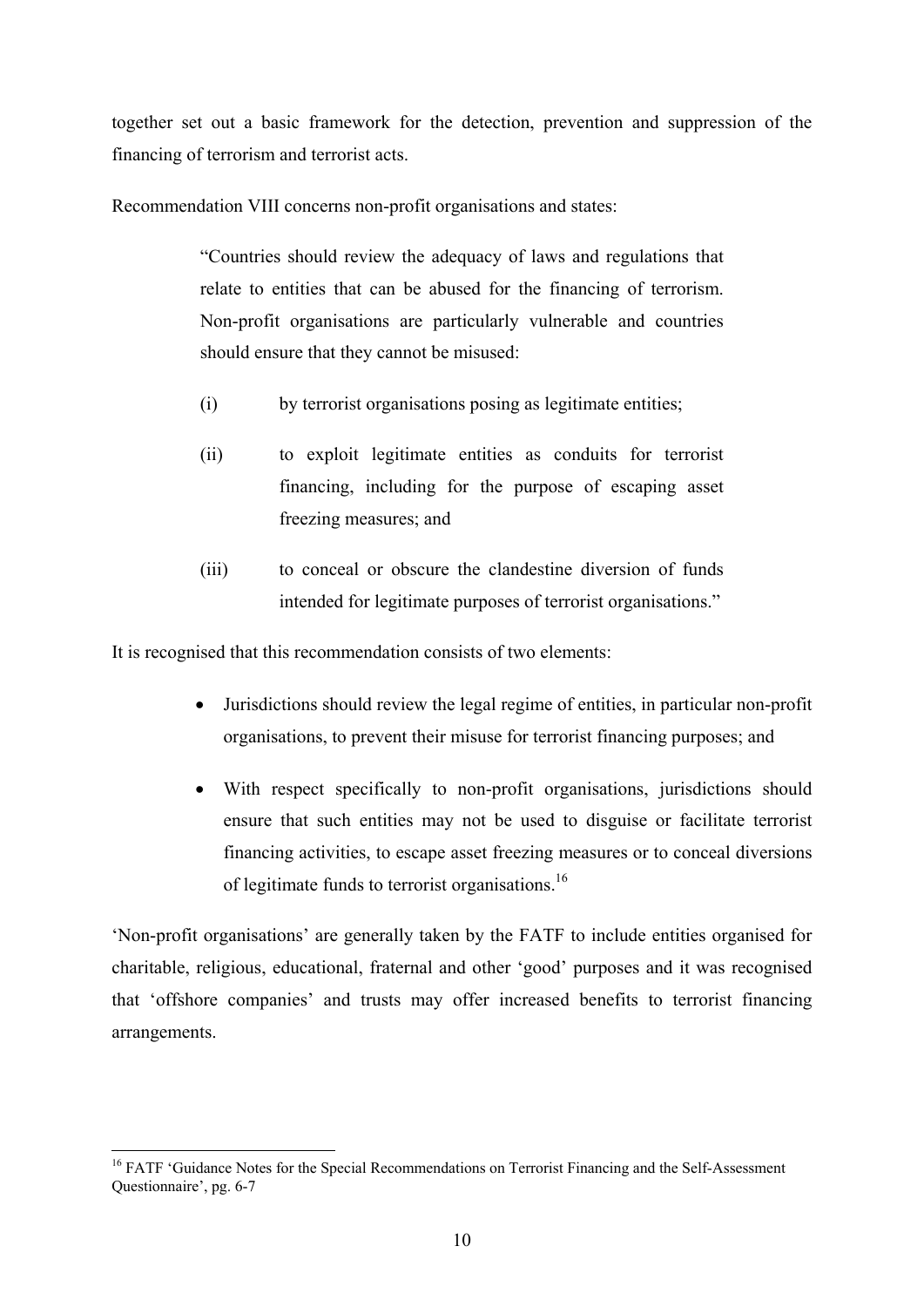together set out a basic framework for the detection, prevention and suppression of the financing of terrorism and terrorist acts.

Recommendation VIII concerns non-profit organisations and states:

> "Countries should review the adequacy of laws and regulations that relate to entities that can be abused for the financing of terrorism. Non-profit organisations are particularly vulnerable and countries should ensure that they cannot be misused:
>
> (i) by terrorist organisations posing as legitimate entities;
>
> (ii) to exploit legitimate entities as conduits for terrorist financing, including for the purpose of escaping asset freezing measures; and
>
> (iii) to conceal or obscure the clandestine diversion of funds intended for legitimate purposes of terrorist organisations."

It is recognised that this recommendation consists of two elements:

- Jurisdictions should review the legal regime of entities, in particular non-profit organisations, to prevent their misuse for terrorist financing purposes; and
- With respect specifically to non-profit organisations, jurisdictions should ensure that such entities may not be used to disguise or facilitate terrorist financing activities, to escape asset freezing measures or to conceal diversions of legitimate funds to terrorist organisations.[16]

'Non-profit organisations' are generally taken by the FATF to include entities organised for charitable, religious, educational, fraternal and other 'good' purposes and it was recognised that 'offshore companies' and trusts may offer increased benefits to terrorist financing arrangements.

[16] FATF 'Guidance Notes for the Special Recommendations on Terrorist Financing and the Self-Assessment Questionnaire', pg. 6-7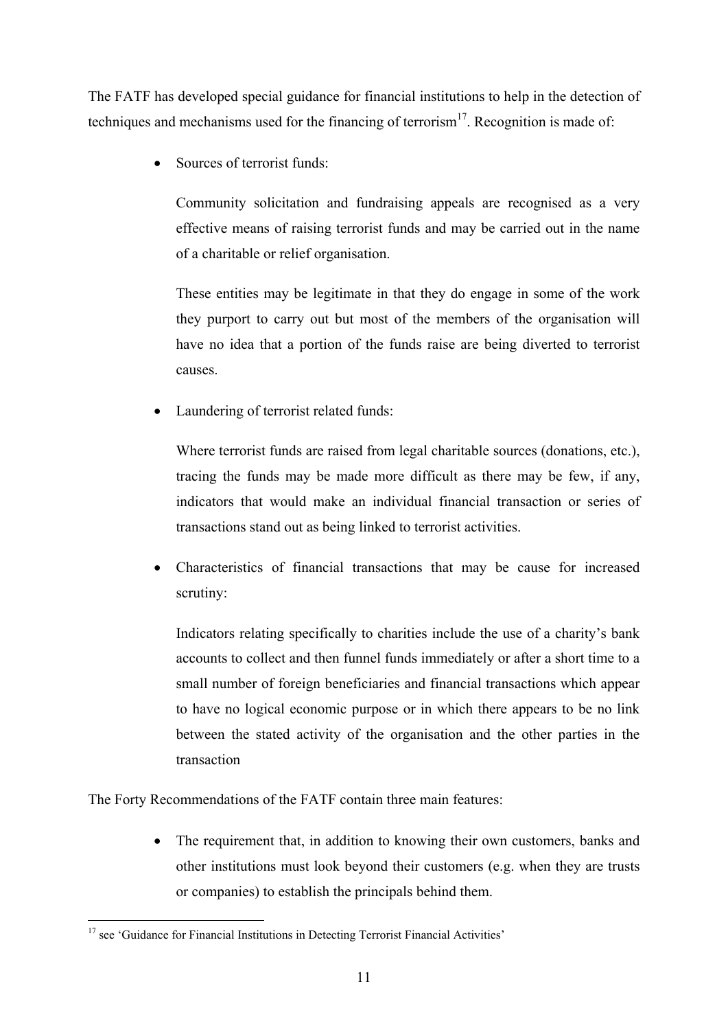The FATF has developed special guidance for financial institutions to help in the detection of techniques and mechanisms used for the financing of terrorism[17]. Recognition is made of:

- Sources of terrorist funds:

  Community solicitation and fundraising appeals are recognised as a very effective means of raising terrorist funds and may be carried out in the name of a charitable or relief organisation.

  These entities may be legitimate in that they do engage in some of the work they purport to carry out but most of the members of the organisation will have no idea that a portion of the funds raise are being diverted to terrorist causes.

- Laundering of terrorist related funds:

  Where terrorist funds are raised from legal charitable sources (donations, etc.), tracing the funds may be made more difficult as there may be few, if any, indicators that would make an individual financial transaction or series of transactions stand out as being linked to terrorist activities.

- Characteristics of financial transactions that may be cause for increased scrutiny:

  Indicators relating specifically to charities include the use of a charity's bank accounts to collect and then funnel funds immediately or after a short time to a small number of foreign beneficiaries and financial transactions which appear to have no logical economic purpose or in which there appears to be no link between the stated activity of the organisation and the other parties in the transaction

The Forty Recommendations of the FATF contain three main features:

- The requirement that, in addition to knowing their own customers, banks and other institutions must look beyond their customers (e.g. when they are trusts or companies) to establish the principals behind them.

[17] see 'Guidance for Financial Institutions in Detecting Terrorist Financial Activities'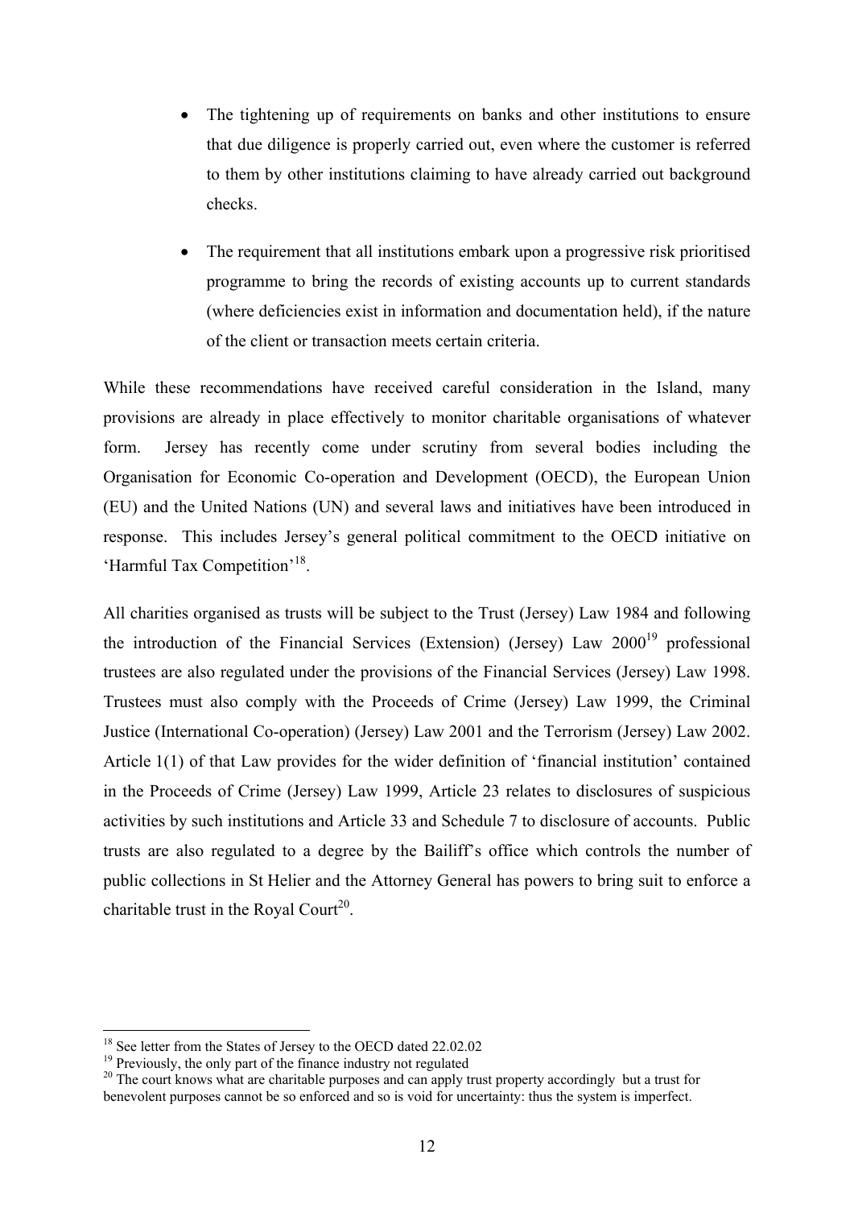- The tightening up of requirements on banks and other institutions to ensure that due diligence is properly carried out, even where the customer is referred to them by other institutions claiming to have already carried out background checks.

- The requirement that all institutions embark upon a progressive risk prioritised programme to bring the records of existing accounts up to current standards (where deficiencies exist in information and documentation held), if the nature of the client or transaction meets certain criteria.

While these recommendations have received careful consideration in the Island, many provisions are already in place effectively to monitor charitable organisations of whatever form. Jersey has recently come under scrutiny from several bodies including the Organisation for Economic Co-operation and Development (OECD), the European Union (EU) and the United Nations (UN) and several laws and initiatives have been introduced in response. This includes Jersey's general political commitment to the OECD initiative on 'Harmful Tax Competition'[18].

All charities organised as trusts will be subject to the Trust (Jersey) Law 1984 and following the introduction of the Financial Services (Extension) (Jersey) Law 2000[19] professional trustees are also regulated under the provisions of the Financial Services (Jersey) Law 1998. Trustees must also comply with the Proceeds of Crime (Jersey) Law 1999, the Criminal Justice (International Co-operation) (Jersey) Law 2001 and the Terrorism (Jersey) Law 2002. Article 1(1) of that Law provides for the wider definition of 'financial institution' contained in the Proceeds of Crime (Jersey) Law 1999, Article 23 relates to disclosures of suspicious activities by such institutions and Article 33 and Schedule 7 to disclosure of accounts. Public trusts are also regulated to a degree by the Bailiff's office which controls the number of public collections in St Helier and the Attorney General has powers to bring suit to enforce a charitable trust in the Royal Court[20].

---

[18] See letter from the States of Jersey to the OECD dated 22.02.02

[19] Previously, the only part of the finance industry not regulated

[20] The court knows what are charitable purposes and can apply trust property accordingly but a trust for benevolent purposes cannot be so enforced and so is void for uncertainty: thus the system is imperfect.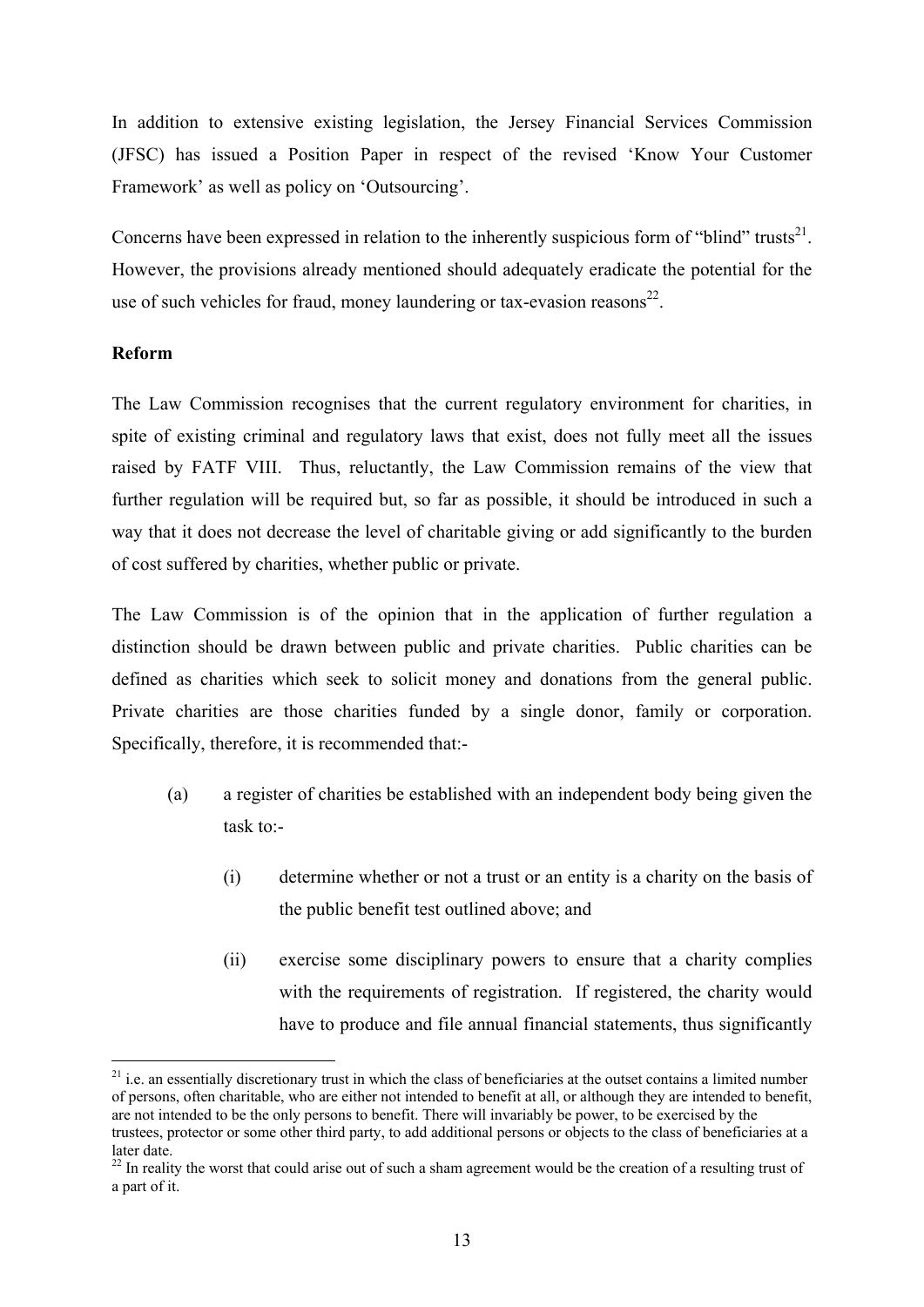In addition to extensive existing legislation, the Jersey Financial Services Commission (JFSC) has issued a Position Paper in respect of the revised 'Know Your Customer Framework' as well as policy on 'Outsourcing'.

Concerns have been expressed in relation to the inherently suspicious form of "blind" trusts[21]. However, the provisions already mentioned should adequately eradicate the potential for the use of such vehicles for fraud, money laundering or tax-evasion reasons[22].

**Reform**

The Law Commission recognises that the current regulatory environment for charities, in spite of existing criminal and regulatory laws that exist, does not fully meet all the issues raised by FATF VIII. Thus, reluctantly, the Law Commission remains of the view that further regulation will be required but, so far as possible, it should be introduced in such a way that it does not decrease the level of charitable giving or add significantly to the burden of cost suffered by charities, whether public or private.

The Law Commission is of the opinion that in the application of further regulation a distinction should be drawn between public and private charities. Public charities can be defined as charities which seek to solicit money and donations from the general public. Private charities are those charities funded by a single donor, family or corporation. Specifically, therefore, it is recommended that:-

(a) a register of charities be established with an independent body being given the task to:-

  (i) determine whether or not a trust or an entity is a charity on the basis of the public benefit test outlined above; and

  (ii) exercise some disciplinary powers to ensure that a charity complies with the requirements of registration. If registered, the charity would have to produce and file annual financial statements, thus significantly

---

[21] i.e. an essentially discretionary trust in which the class of beneficiaries at the outset contains a limited number of persons, often charitable, who are either not intended to benefit at all, or although they are intended to benefit, are not intended to be the only persons to benefit. There will invariably be power, to be exercised by the trustees, protector or some other third party, to add additional persons or objects to the class of beneficiaries at a later date.

[22] In reality the worst that could arise out of such a sham agreement would be the creation of a resulting trust of a part of it.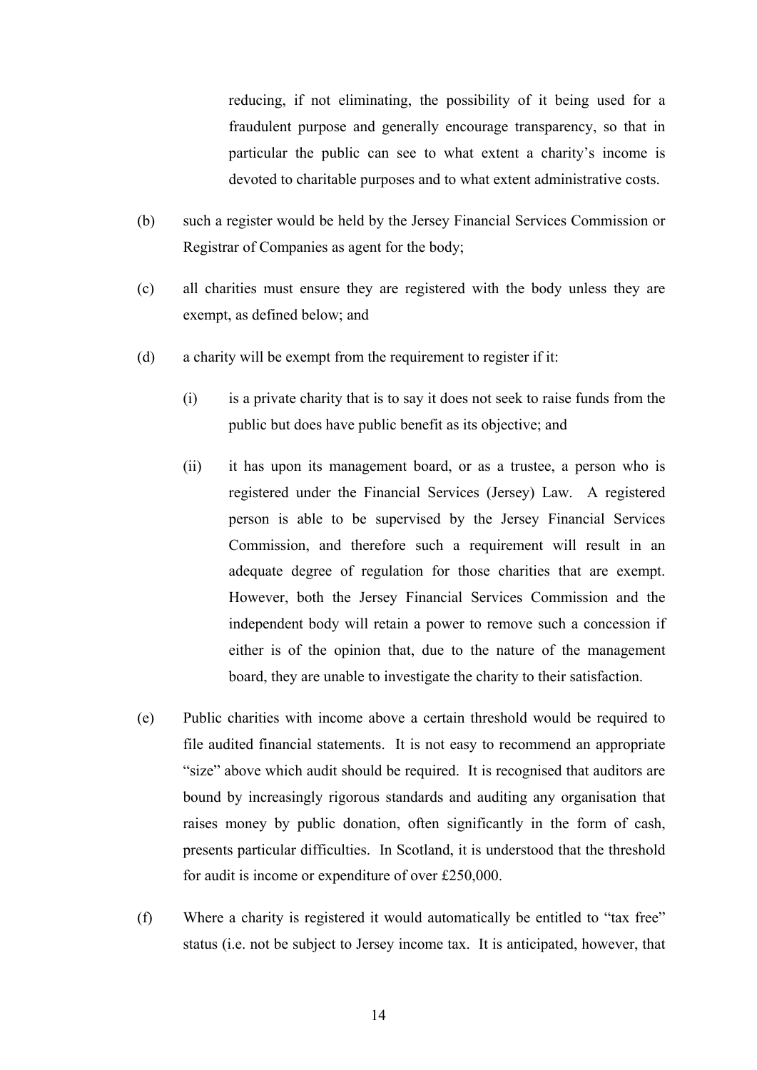reducing, if not eliminating, the possibility of it being used for a fraudulent purpose and generally encourage transparency, so that in particular the public can see to what extent a charity's income is devoted to charitable purposes and to what extent administrative costs.

(b) such a register would be held by the Jersey Financial Services Commission or Registrar of Companies as agent for the body;

(c) all charities must ensure they are registered with the body unless they are exempt, as defined below; and

(d) a charity will be exempt from the requirement to register if it:

   (i) is a private charity that is to say it does not seek to raise funds from the public but does have public benefit as its objective; and

   (ii) it has upon its management board, or as a trustee, a person who is registered under the Financial Services (Jersey) Law. A registered person is able to be supervised by the Jersey Financial Services Commission, and therefore such a requirement will result in an adequate degree of regulation for those charities that are exempt. However, both the Jersey Financial Services Commission and the independent body will retain a power to remove such a concession if either is of the opinion that, due to the nature of the management board, they are unable to investigate the charity to their satisfaction.

(e) Public charities with income above a certain threshold would be required to file audited financial statements. It is not easy to recommend an appropriate "size" above which audit should be required. It is recognised that auditors are bound by increasingly rigorous standards and auditing any organisation that raises money by public donation, often significantly in the form of cash, presents particular difficulties. In Scotland, it is understood that the threshold for audit is income or expenditure of over £250,000.

(f) Where a charity is registered it would automatically be entitled to "tax free" status (i.e. not be subject to Jersey income tax. It is anticipated, however, that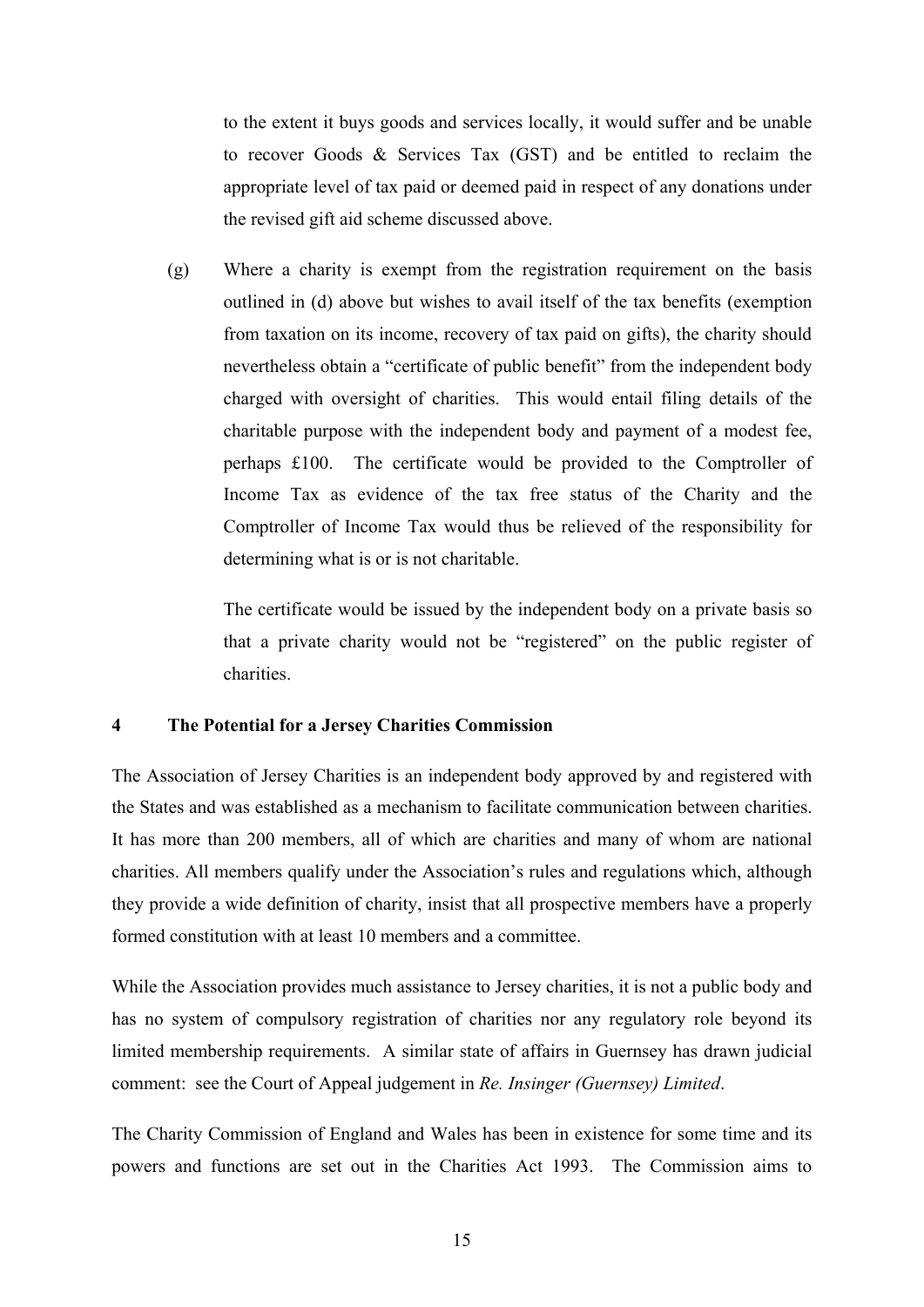to the extent it buys goods and services locally, it would suffer and be unable to recover Goods & Services Tax (GST) and be entitled to reclaim the appropriate level of tax paid or deemed paid in respect of any donations under the revised gift aid scheme discussed above.

(g) Where a charity is exempt from the registration requirement on the basis outlined in (d) above but wishes to avail itself of the tax benefits (exemption from taxation on its income, recovery of tax paid on gifts), the charity should nevertheless obtain a "certificate of public benefit" from the independent body charged with oversight of charities. This would entail filing details of the charitable purpose with the independent body and payment of a modest fee, perhaps £100. The certificate would be provided to the Comptroller of Income Tax as evidence of the tax free status of the Charity and the Comptroller of Income Tax would thus be relieved of the responsibility for determining what is or is not charitable.

The certificate would be issued by the independent body on a private basis so that a private charity would not be "registered" on the public register of charities.

## 4 The Potential for a Jersey Charities Commission

The Association of Jersey Charities is an independent body approved by and registered with the States and was established as a mechanism to facilitate communication between charities. It has more than 200 members, all of which are charities and many of whom are national charities. All members qualify under the Association's rules and regulations which, although they provide a wide definition of charity, insist that all prospective members have a properly formed constitution with at least 10 members and a committee.

While the Association provides much assistance to Jersey charities, it is not a public body and has no system of compulsory registration of charities nor any regulatory role beyond its limited membership requirements. A similar state of affairs in Guernsey has drawn judicial comment: see the Court of Appeal judgement in *Re. Insinger (Guernsey) Limited*.

The Charity Commission of England and Wales has been in existence for some time and its powers and functions are set out in the Charities Act 1993. The Commission aims to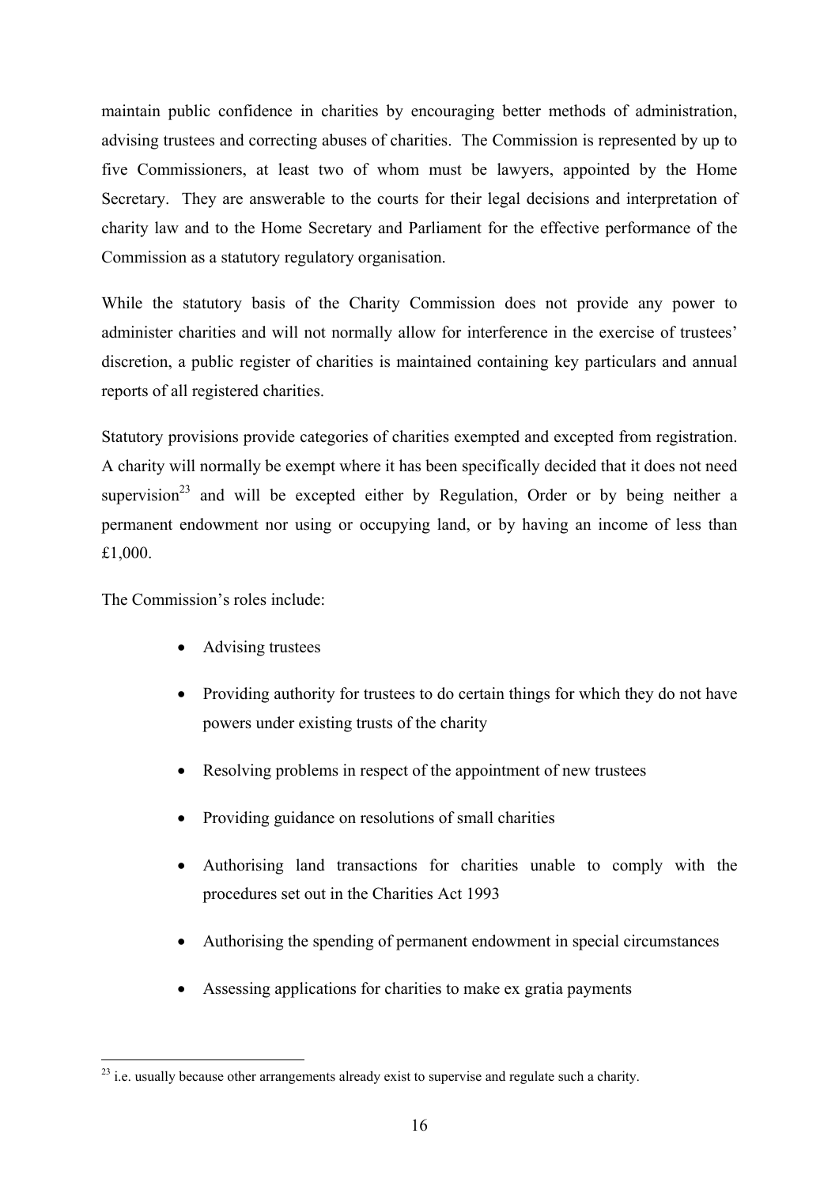maintain public confidence in charities by encouraging better methods of administration, advising trustees and correcting abuses of charities. The Commission is represented by up to five Commissioners, at least two of whom must be lawyers, appointed by the Home Secretary. They are answerable to the courts for their legal decisions and interpretation of charity law and to the Home Secretary and Parliament for the effective performance of the Commission as a statutory regulatory organisation.

While the statutory basis of the Charity Commission does not provide any power to administer charities and will not normally allow for interference in the exercise of trustees' discretion, a public register of charities is maintained containing key particulars and annual reports of all registered charities.

Statutory provisions provide categories of charities exempted and excepted from registration. A charity will normally be exempt where it has been specifically decided that it does not need supervision[23] and will be excepted either by Regulation, Order or by being neither a permanent endowment nor using or occupying land, or by having an income of less than £1,000.

The Commission's roles include:

- Advising trustees
- Providing authority for trustees to do certain things for which they do not have powers under existing trusts of the charity
- Resolving problems in respect of the appointment of new trustees
- Providing guidance on resolutions of small charities
- Authorising land transactions for charities unable to comply with the procedures set out in the Charities Act 1993
- Authorising the spending of permanent endowment in special circumstances
- Assessing applications for charities to make ex gratia payments

[23] i.e. usually because other arrangements already exist to supervise and regulate such a charity.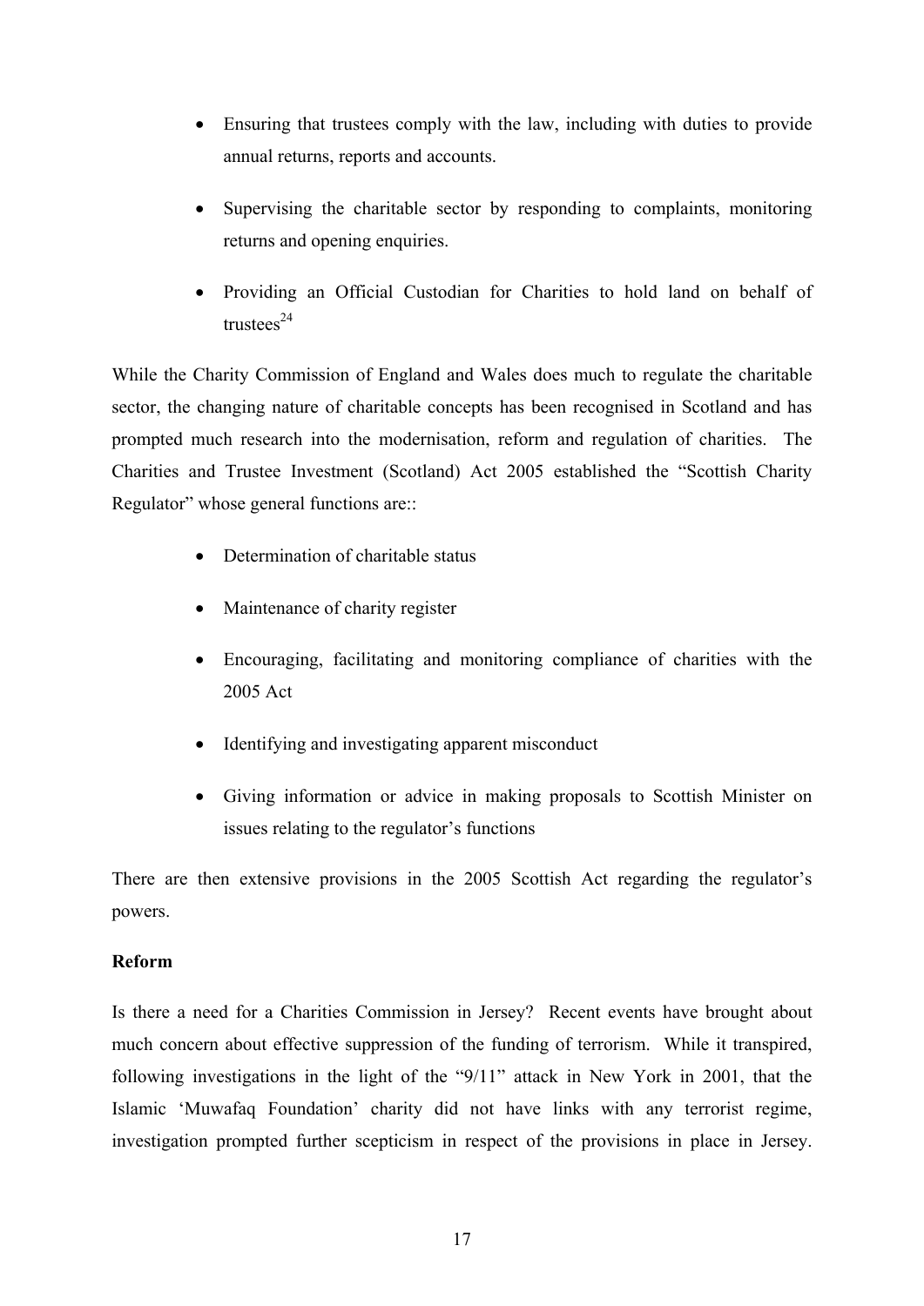- Ensuring that trustees comply with the law, including with duties to provide annual returns, reports and accounts.

- Supervising the charitable sector by responding to complaints, monitoring returns and opening enquiries.

- Providing an Official Custodian for Charities to hold land on behalf of trustees[24]

While the Charity Commission of England and Wales does much to regulate the charitable sector, the changing nature of charitable concepts has been recognised in Scotland and has prompted much research into the modernisation, reform and regulation of charities. The Charities and Trustee Investment (Scotland) Act 2005 established the "Scottish Charity Regulator" whose general functions are::

- Determination of charitable status

- Maintenance of charity register

- Encouraging, facilitating and monitoring compliance of charities with the 2005 Act

- Identifying and investigating apparent misconduct

- Giving information or advice in making proposals to Scottish Minister on issues relating to the regulator's functions

There are then extensive provisions in the 2005 Scottish Act regarding the regulator's powers.

**Reform**

Is there a need for a Charities Commission in Jersey? Recent events have brought about much concern about effective suppression of the funding of terrorism. While it transpired, following investigations in the light of the "9/11" attack in New York in 2001, that the Islamic 'Muwafaq Foundation' charity did not have links with any terrorist regime, investigation prompted further scepticism in respect of the provisions in place in Jersey.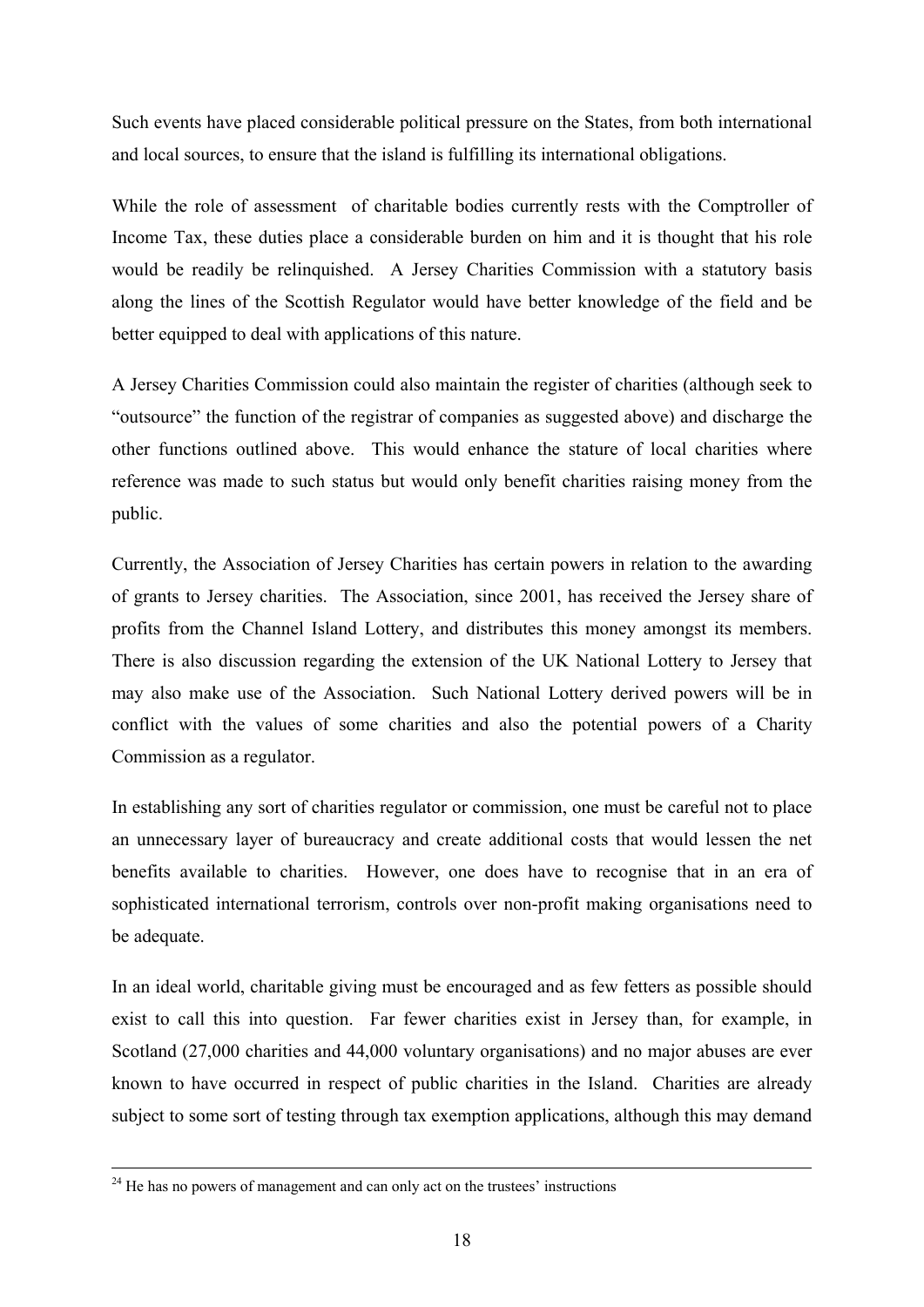Such events have placed considerable political pressure on the States, from both international and local sources, to ensure that the island is fulfilling its international obligations.

While the role of assessment of charitable bodies currently rests with the Comptroller of Income Tax, these duties place a considerable burden on him and it is thought that his role would be readily be relinquished. A Jersey Charities Commission with a statutory basis along the lines of the Scottish Regulator would have better knowledge of the field and be better equipped to deal with applications of this nature.

A Jersey Charities Commission could also maintain the register of charities (although seek to "outsource" the function of the registrar of companies as suggested above) and discharge the other functions outlined above. This would enhance the stature of local charities where reference was made to such status but would only benefit charities raising money from the public.

Currently, the Association of Jersey Charities has certain powers in relation to the awarding of grants to Jersey charities. The Association, since 2001, has received the Jersey share of profits from the Channel Island Lottery, and distributes this money amongst its members. There is also discussion regarding the extension of the UK National Lottery to Jersey that may also make use of the Association. Such National Lottery derived powers will be in conflict with the values of some charities and also the potential powers of a Charity Commission as a regulator.

In establishing any sort of charities regulator or commission, one must be careful not to place an unnecessary layer of bureaucracy and create additional costs that would lessen the net benefits available to charities. However, one does have to recognise that in an era of sophisticated international terrorism, controls over non-profit making organisations need to be adequate.

In an ideal world, charitable giving must be encouraged and as few fetters as possible should exist to call this into question. Far fewer charities exist in Jersey than, for example, in Scotland (27,000 charities and 44,000 voluntary organisations) and no major abuses are ever known to have occurred in respect of public charities in the Island. Charities are already subject to some sort of testing through tax exemption applications, although this may demand

[24] He has no powers of management and can only act on the trustees' instructions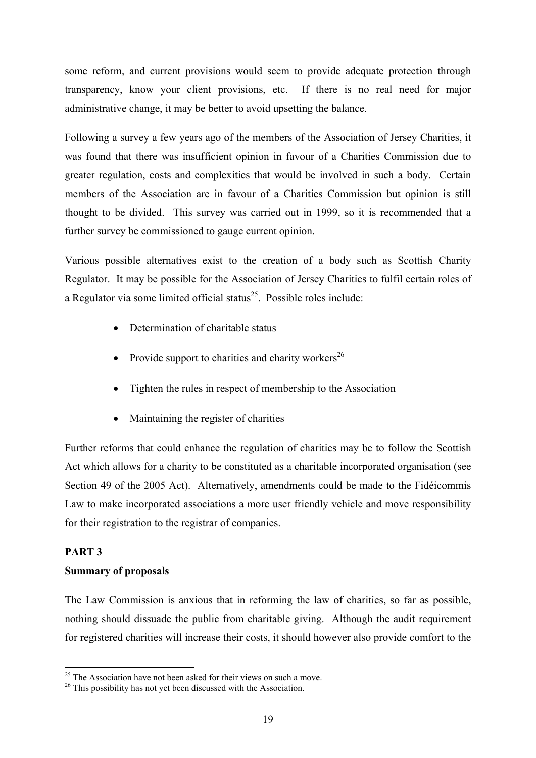some reform, and current provisions would seem to provide adequate protection through transparency, know your client provisions, etc. If there is no real need for major administrative change, it may be better to avoid upsetting the balance.

Following a survey a few years ago of the members of the Association of Jersey Charities, it was found that there was insufficient opinion in favour of a Charities Commission due to greater regulation, costs and complexities that would be involved in such a body. Certain members of the Association are in favour of a Charities Commission but opinion is still thought to be divided. This survey was carried out in 1999, so it is recommended that a further survey be commissioned to gauge current opinion.

Various possible alternatives exist to the creation of a body such as Scottish Charity Regulator. It may be possible for the Association of Jersey Charities to fulfil certain roles of a Regulator via some limited official status[25]. Possible roles include:

- Determination of charitable status
- Provide support to charities and charity workers[26]
- Tighten the rules in respect of membership to the Association
- Maintaining the register of charities

Further reforms that could enhance the regulation of charities may be to follow the Scottish Act which allows for a charity to be constituted as a charitable incorporated organisation (see Section 49 of the 2005 Act). Alternatively, amendments could be made to the Fidéicommis Law to make incorporated associations a more user friendly vehicle and move responsibility for their registration to the registrar of companies.

## PART 3

### Summary of proposals

The Law Commission is anxious that in reforming the law of charities, so far as possible, nothing should dissuade the public from charitable giving. Although the audit requirement for registered charities will increase their costs, it should however also provide comfort to the

[25] The Association have not been asked for their views on such a move.

[26] This possibility has not yet been discussed with the Association.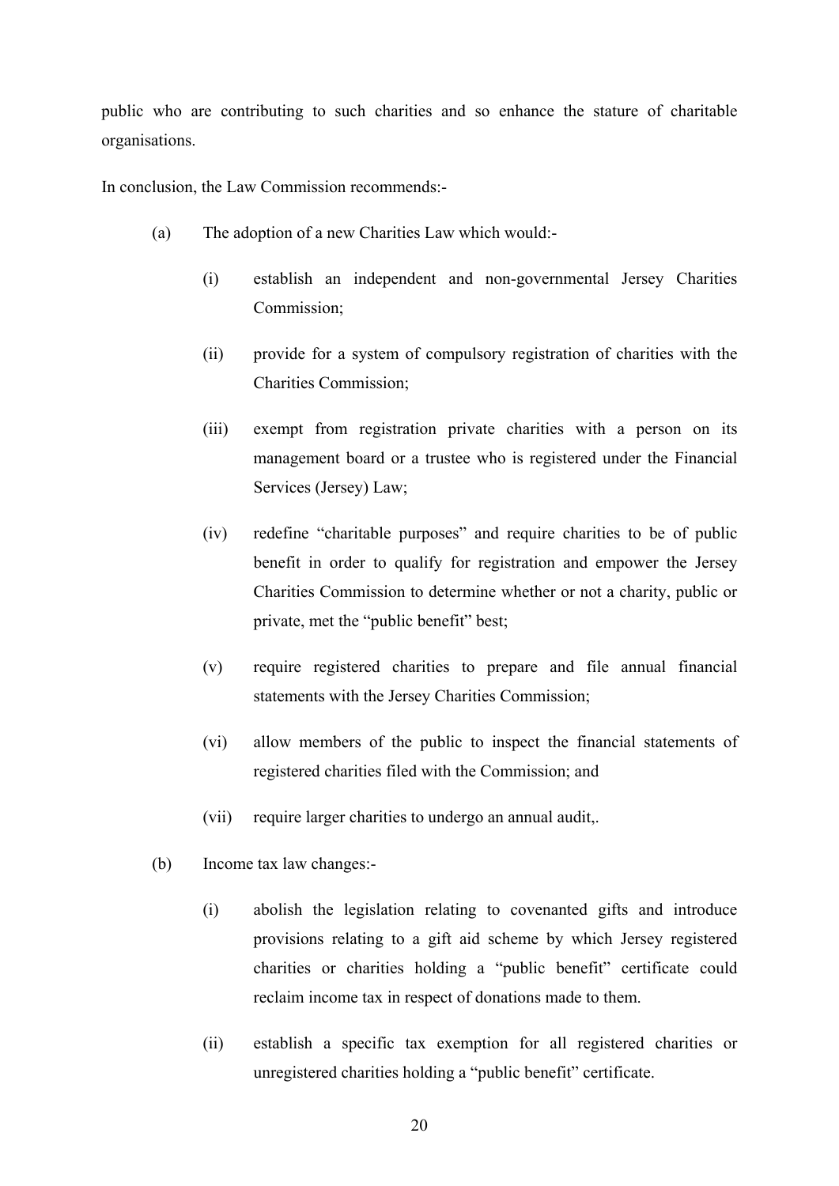public who are contributing to such charities and so enhance the stature of charitable organisations.

In conclusion, the Law Commission recommends:-

(a) The adoption of a new Charities Law which would:-

   (i) establish an independent and non-governmental Jersey Charities Commission;

   (ii) provide for a system of compulsory registration of charities with the Charities Commission;

   (iii) exempt from registration private charities with a person on its management board or a trustee who is registered under the Financial Services (Jersey) Law;

   (iv) redefine "charitable purposes" and require charities to be of public benefit in order to qualify for registration and empower the Jersey Charities Commission to determine whether or not a charity, public or private, met the "public benefit" best;

   (v) require registered charities to prepare and file annual financial statements with the Jersey Charities Commission;

   (vi) allow members of the public to inspect the financial statements of registered charities filed with the Commission; and

   (vii) require larger charities to undergo an annual audit,.

(b) Income tax law changes:-

   (i) abolish the legislation relating to covenanted gifts and introduce provisions relating to a gift aid scheme by which Jersey registered charities or charities holding a "public benefit" certificate could reclaim income tax in respect of donations made to them.

   (ii) establish a specific tax exemption for all registered charities or unregistered charities holding a "public benefit" certificate.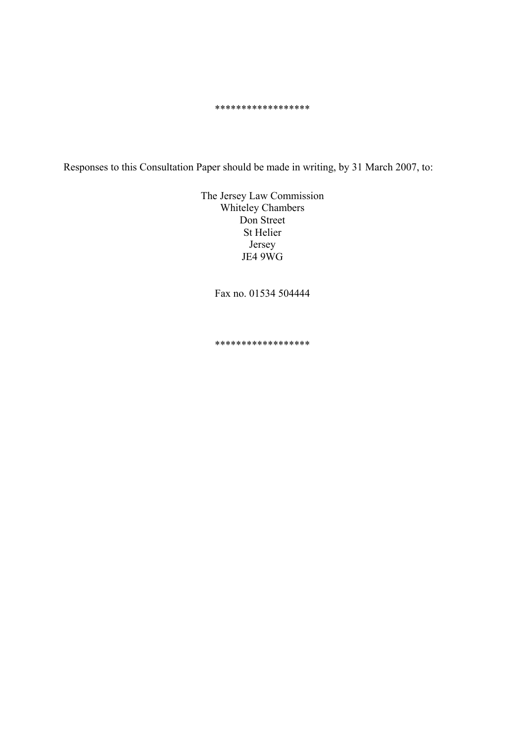*****************

Responses to this Consultation Paper should be made in writing, by 31 March 2007, to:

The Jersey Law Commission
Whiteley Chambers
Don Street
St Helier
Jersey
JE4 9WG

Fax no. 01534 504444

*****************